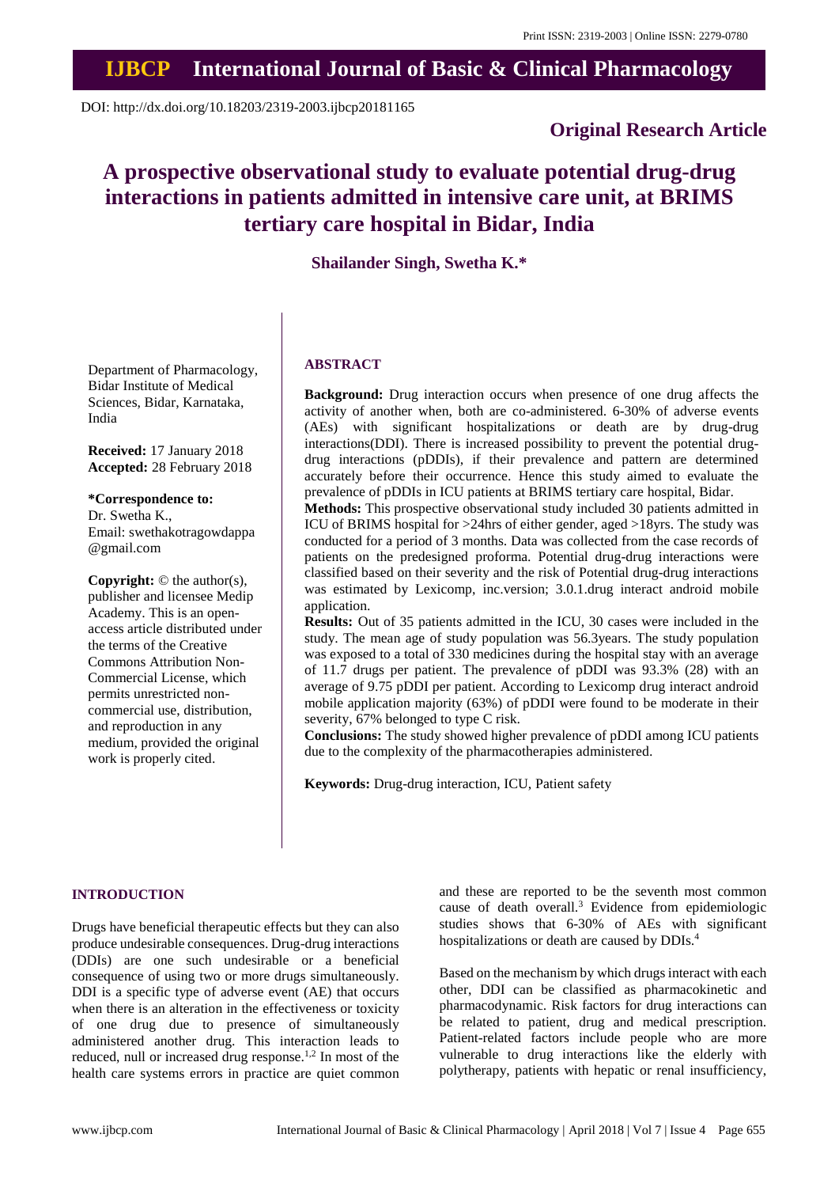Print ISSN: 2319-2003 | Online ISSN: 2279-0780

# IJBCP International Journal of Basic & Clinical Pharmacology

DOI: http://dx.doi.org/10.18203/2319-2003.ijbcp20181165

**Original Research Article**

# A prospective observational study to evaluate potential drug-drug interactions in patients admitted in intensive care unit, at BRIMS tertiary care hospital in Bidar, India

**Shailander Singh, Swetha K.***

Department of Pharmacology, Bidar Institute of Medical Sciences, Bidar, Karnataka, India

**Received:** 17 January 2018
**Accepted:** 28 February 2018

***Correspondence to:**
Dr. Swetha K.,
Email: swethakotragowdappa@gmail.com

**Copyright:** © the author(s), publisher and licensee Medip Academy. This is an open-access article distributed under the terms of the Creative Commons Attribution Non-Commercial License, which permits unrestricted non-commercial use, distribution, and reproduction in any medium, provided the original work is properly cited.

## ABSTRACT

**Background:** Drug interaction occurs when presence of one drug affects the activity of another when, both are co-administered. 6-30% of adverse events (AEs) with significant hospitalizations or death are by drug-drug interactions(DDI). There is increased possibility to prevent the potential drug-drug interactions (pDDIs), if their prevalence and pattern are determined accurately before their occurrence. Hence this study aimed to evaluate the prevalence of pDDIs in ICU patients at BRIMS tertiary care hospital, Bidar.

**Methods:** This prospective observational study included 30 patients admitted in ICU of BRIMS hospital for >24hrs of either gender, aged >18yrs. The study was conducted for a period of 3 months. Data was collected from the case records of patients on the predesigned proforma. Potential drug-drug interactions were classified based on their severity and the risk of Potential drug-drug interactions was estimated by Lexicomp, inc.version; 3.0.1.drug interact android mobile application.

**Results:** Out of 35 patients admitted in the ICU, 30 cases were included in the study. The mean age of study population was 56.3years. The study population was exposed to a total of 330 medicines during the hospital stay with an average of 11.7 drugs per patient. The prevalence of pDDI was 93.3% (28) with an average of 9.75 pDDI per patient. According to Lexicomp drug interact android mobile application majority (63%) of pDDI were found to be moderate in their severity, 67% belonged to type C risk.

**Conclusions:** The study showed higher prevalence of pDDI among ICU patients due to the complexity of the pharmacotherapies administered.

**Keywords:** Drug-drug interaction, ICU, Patient safety

## INTRODUCTION

Drugs have beneficial therapeutic effects but they can also produce undesirable consequences. Drug-drug interactions (DDIs) are one such undesirable or a beneficial consequence of using two or more drugs simultaneously. DDI is a specific type of adverse event (AE) that occurs when there is an alteration in the effectiveness or toxicity of one drug due to presence of simultaneously administered another drug. This interaction leads to reduced, null or increased drug response.[1,2] In most of the health care systems errors in practice are quiet common and these are reported to be the seventh most common cause of death overall.[3] Evidence from epidemiologic studies shows that 6-30% of AEs with significant hospitalizations or death are caused by DDIs.[4]

Based on the mechanism by which drugs interact with each other, DDI can be classified as pharmacokinetic and pharmacodynamic. Risk factors for drug interactions can be related to patient, drug and medical prescription. Patient-related factors include people who are more vulnerable to drug interactions like the elderly with polytherapy, patients with hepatic or renal insufficiency,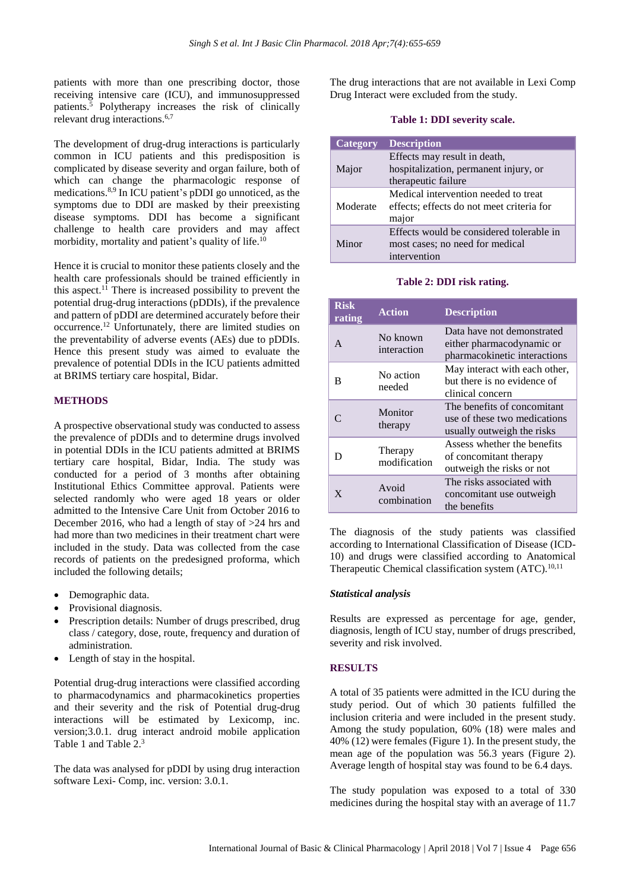patients with more than one prescribing doctor, those receiving intensive care (ICU), and immunosuppressed patients.[5] Polytherapy increases the risk of clinically relevant drug interactions.[6,7]

The development of drug-drug interactions is particularly common in ICU patients and this predisposition is complicated by disease severity and organ failure, both of which can change the pharmacologic response of medications.[8,9] In ICU patient's pDDI go unnoticed, as the symptoms due to DDI are masked by their preexisting disease symptoms. DDI has become a significant challenge to health care providers and may affect morbidity, mortality and patient's quality of life.[10]

Hence it is crucial to monitor these patients closely and the health care professionals should be trained efficiently in this aspect.[11] There is increased possibility to prevent the potential drug-drug interactions (pDDIs), if the prevalence and pattern of pDDI are determined accurately before their occurrence.[12] Unfortunately, there are limited studies on the preventability of adverse events (AEs) due to pDDIs. Hence this present study was aimed to evaluate the prevalence of potential DDIs in the ICU patients admitted at BRIMS tertiary care hospital, Bidar.

## METHODS

A prospective observational study was conducted to assess the prevalence of pDDIs and to determine drugs involved in potential DDIs in the ICU patients admitted at BRIMS tertiary care hospital, Bidar, India. The study was conducted for a period of 3 months after obtaining Institutional Ethics Committee approval. Patients were selected randomly who were aged 18 years or older admitted to the Intensive Care Unit from October 2016 to December 2016, who had a length of stay of >24 hrs and had more than two medicines in their treatment chart were included in the study. Data was collected from the case records of patients on the predesigned proforma, which included the following details;

- Demographic data.
- Provisional diagnosis.
- Prescription details: Number of drugs prescribed, drug class / category, dose, route, frequency and duration of administration.
- Length of stay in the hospital.

Potential drug-drug interactions were classified according to pharmacodynamics and pharmacokinetics properties and their severity and the risk of Potential drug-drug interactions will be estimated by Lexicomp, inc. version;3.0.1. drug interact android mobile application Table 1 and Table 2.[3]

The data was analysed for pDDI by using drug interaction software Lexi- Comp, inc. version: 3.0.1.

The drug interactions that are not available in Lexi Comp Drug Interact were excluded from the study.

**Table 1: DDI severity scale.**

| Category | Description |
|---|---|
| Major | Effects may result in death, hospitalization, permanent injury, or therapeutic failure |
| Moderate | Medical intervention needed to treat effects; effects do not meet criteria for major |
| Minor | Effects would be considered tolerable in most cases; no need for medical intervention |

**Table 2: DDI risk rating.**

| Risk rating | Action | Description |
|---|---|---|
| A | No known interaction | Data have not demonstrated either pharmacodynamic or pharmacokinetic interactions |
| B | No action needed | May interact with each other, but there is no evidence of clinical concern |
| C | Monitor therapy | The benefits of concomitant use of these two medications usually outweigh the risks |
| D | Therapy modification | Assess whether the benefits of concomitant therapy outweigh the risks or not |
| X | Avoid combination | The risks associated with concomitant use outweigh the benefits |

The diagnosis of the study patients was classified according to International Classification of Disease (ICD-10) and drugs were classified according to Anatomical Therapeutic Chemical classification system (ATC).[10,11]

### *Statistical analysis*

Results are expressed as percentage for age, gender, diagnosis, length of ICU stay, number of drugs prescribed, severity and risk involved.

## RESULTS

A total of 35 patients were admitted in the ICU during the study period. Out of which 30 patients fulfilled the inclusion criteria and were included in the present study. Among the study population, 60% (18) were males and 40% (12) were females (Figure 1). In the present study, the mean age of the population was 56.3 years (Figure 2). Average length of hospital stay was found to be 6.4 days.

The study population was exposed to a total of 330 medicines during the hospital stay with an average of 11.7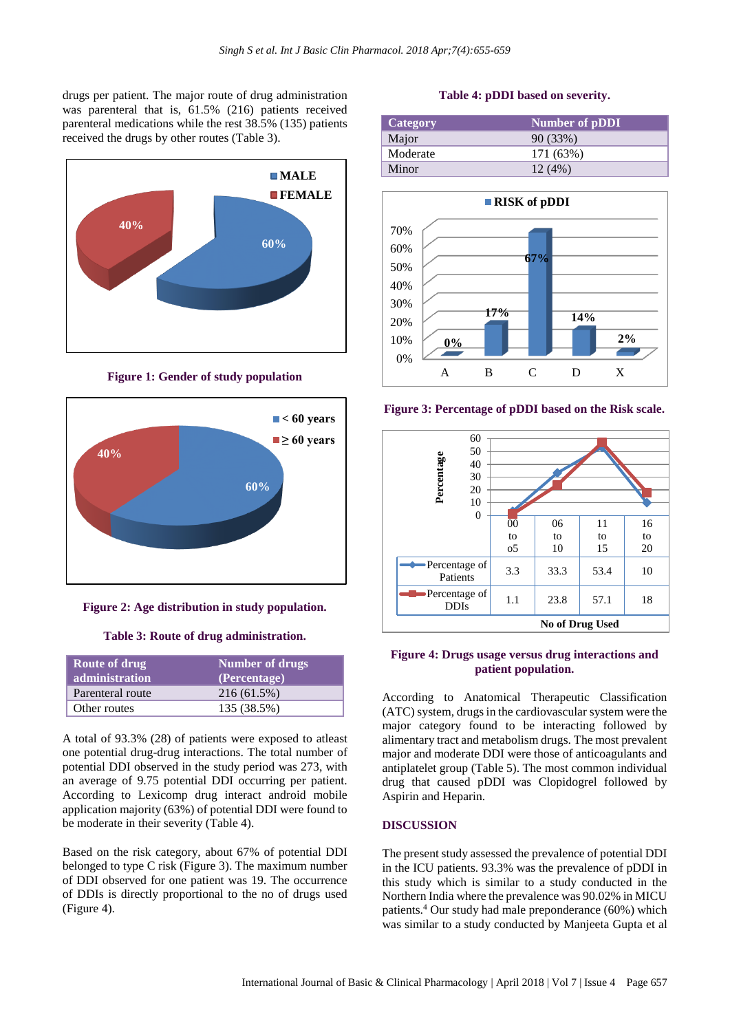drugs per patient. The major route of drug administration was parenteral that is, 61.5% (216) patients received parenteral medications while the rest 38.5% (135) patients received the drugs by other routes (Table 3).

**Figure 1: Gender of study population**

**Figure 2: Age distribution in study population.**

**Table 3: Route of drug administration.**

| Route of drug administration | Number of drugs (Percentage) |
|---|---|
| Parenteral route | 216 (61.5%) |
| Other routes | 135 (38.5%) |

A total of 93.3% (28) of patients were exposed to atleast one potential drug-drug interactions. The total number of potential DDI observed in the study period was 273, with an average of 9.75 potential DDI occurring per patient. According to Lexicomp drug interact android mobile application majority (63%) of potential DDI were found to be moderate in their severity (Table 4).

Based on the risk category, about 67% of potential DDI belonged to type C risk (Figure 3). The maximum number of DDI observed for one patient was 19. The occurrence of DDIs is directly proportional to the no of drugs used (Figure 4).

**Table 4: pDDI based on severity.**

| Category | Number of pDDI |
|---|---|
| Major | 90 (33%) |
| Moderate | 171 (63%) |
| Minor | 12 (4%) |

**Figure 3: Percentage of pDDI based on the Risk scale.**

**Figure 4: Drugs usage versus drug interactions and patient population.**

According to Anatomical Therapeutic Classification (ATC) system, drugs in the cardiovascular system were the major category found to be interacting followed by alimentary tract and metabolism drugs. The most prevalent major and moderate DDI were those of anticoagulants and antiplatelet group (Table 5). The most common individual drug that caused pDDI was Clopidogrel followed by Aspirin and Heparin.

## DISCUSSION

The present study assessed the prevalence of potential DDI in the ICU patients. 93.3% was the prevalence of pDDI in this study which is similar to a study conducted in the Northern India where the prevalence was 90.02% in MICU patients.[4] Our study had male preponderance (60%) which was similar to a study conducted by Manjeeta Gupta et al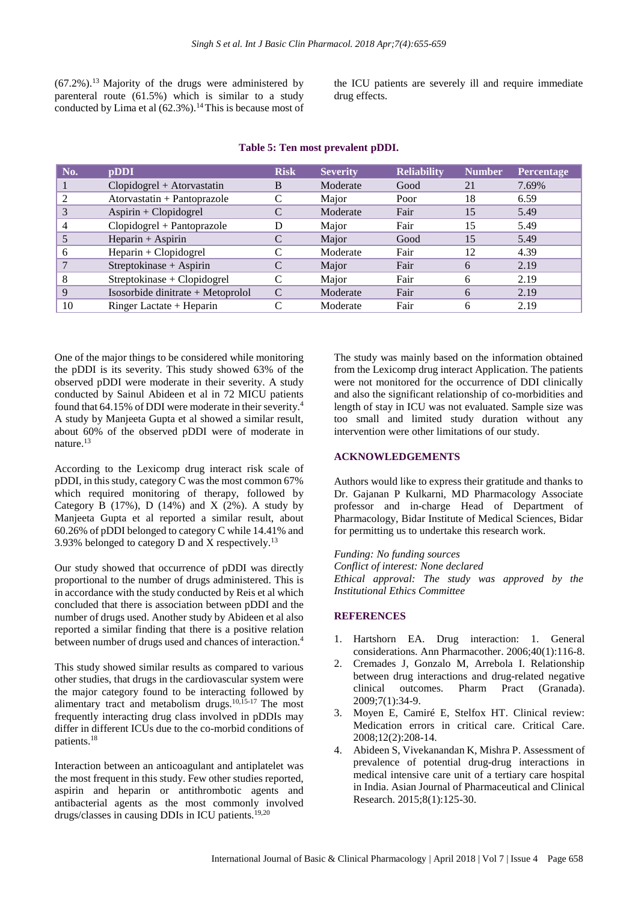(67.2%).[13] Majority of the drugs were administered by parenteral route (61.5%) which is similar to a study conducted by Lima et al (62.3%).[14] This is because most of the ICU patients are severely ill and require immediate drug effects.

**Table 5: Ten most prevalent pDDI.**

| No. | pDDI | Risk | Severity | Reliability | Number | Percentage |
|---|---|---|---|---|---|---|
| 1 | Clopidogrel + Atorvastatin | B | Moderate | Good | 21 | 7.69% |
| 2 | Atorvastatin + Pantoprazole | C | Major | Poor | 18 | 6.59 |
| 3 | Aspirin + Clopidogrel | C | Moderate | Fair | 15 | 5.49 |
| 4 | Clopidogrel + Pantoprazole | D | Major | Fair | 15 | 5.49 |
| 5 | Heparin + Aspirin | C | Major | Good | 15 | 5.49 |
| 6 | Heparin + Clopidogrel | C | Moderate | Fair | 12 | 4.39 |
| 7 | Streptokinase + Aspirin | C | Major | Fair | 6 | 2.19 |
| 8 | Streptokinase + Clopidogrel | C | Major | Fair | 6 | 2.19 |
| 9 | Isosorbide dinitrate + Metoprolol | C | Moderate | Fair | 6 | 2.19 |
| 10 | Ringer Lactate + Heparin | C | Moderate | Fair | 6 | 2.19 |

One of the major things to be considered while monitoring the pDDI is its severity. This study showed 63% of the observed pDDI were moderate in their severity. A study conducted by Sainul Abideen et al in 72 MICU patients found that 64.15% of DDI were moderate in their severity.[4] A study by Manjeeta Gupta et al showed a similar result, about 60% of the observed pDDI were of moderate in nature.[13]

According to the Lexicomp drug interact risk scale of pDDI, in this study, category C was the most common 67% which required monitoring of therapy, followed by Category B (17%), D (14%) and X (2%). A study by Manjeeta Gupta et al reported a similar result, about 60.26% of pDDI belonged to category C while 14.41% and 3.93% belonged to category D and X respectively.[13]

Our study showed that occurrence of pDDI was directly proportional to the number of drugs administered. This is in accordance with the study conducted by Reis et al which concluded that there is association between pDDI and the number of drugs used. Another study by Abideen et al also reported a similar finding that there is a positive relation between number of drugs used and chances of interaction.[4]

This study showed similar results as compared to various other studies, that drugs in the cardiovascular system were the major category found to be interacting followed by alimentary tract and metabolism drugs.[10,15-17] The most frequently interacting drug class involved in pDDIs may differ in different ICUs due to the co-morbid conditions of patients.[18]

Interaction between an anticoagulant and antiplatelet was the most frequent in this study. Few other studies reported, aspirin and heparin or antithrombotic agents and antibacterial agents as the most commonly involved drugs/classes in causing DDIs in ICU patients.[19,20]

The study was mainly based on the information obtained from the Lexicomp drug interact Application. The patients were not monitored for the occurrence of DDI clinically and also the significant relationship of co-morbidities and length of stay in ICU was not evaluated. Sample size was too small and limited study duration without any intervention were other limitations of our study.

## ACKNOWLEDGEMENTS

Authors would like to express their gratitude and thanks to Dr. Gajanan P Kulkarni, MD Pharmacology Associate professor and in-charge Head of Department of Pharmacology, Bidar Institute of Medical Sciences, Bidar for permitting us to undertake this research work.

*Funding: No funding sources*
*Conflict of interest: None declared*
*Ethical approval: The study was approved by the Institutional Ethics Committee*

## REFERENCES

1. Hartshorn EA. Drug interaction: 1. General considerations. Ann Pharmacother. 2006;40(1):116-8.
2. Cremades J, Gonzalo M, Arrebola I. Relationship between drug interactions and drug-related negative clinical outcomes. Pharm Pract (Granada). 2009;7(1):34-9.
3. Moyen E, Camiré E, Stelfox HT. Clinical review: Medication errors in critical care. Critical Care. 2008;12(2):208-14.
4. Abideen S, Vivekanandan K, Mishra P. Assessment of prevalence of potential drug-drug interactions in medical intensive care unit of a tertiary care hospital in India. Asian Journal of Pharmaceutical and Clinical Research. 2015;8(1):125-30.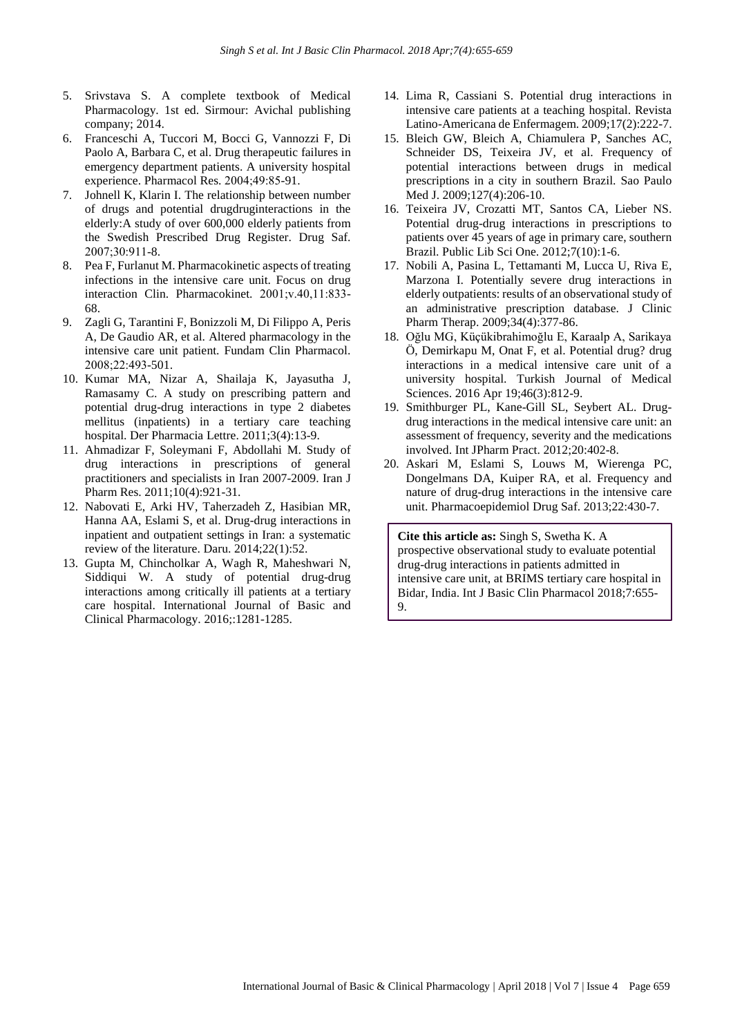5. Srivstava S. A complete textbook of Medical Pharmacology. 1st ed. Sirmour: Avichal publishing company; 2014.
6. Franceschi A, Tuccori M, Bocci G, Vannozzi F, Di Paolo A, Barbara C, et al. Drug therapeutic failures in emergency department patients. A university hospital experience. Pharmacol Res. 2004;49:85-91.
7. Johnell K, Klarin I. The relationship between number of drugs and potential drugdruginteractions in the elderly:A study of over 600,000 elderly patients from the Swedish Prescribed Drug Register. Drug Saf. 2007;30:911-8.
8. Pea F, Furlanut M. Pharmacokinetic aspects of treating infections in the intensive care unit. Focus on drug interaction Clin. Pharmacokinet. 2001;v.40,11:833-68.
9. Zagli G, Tarantini F, Bonizzoli M, Di Filippo A, Peris A, De Gaudio AR, et al. Altered pharmacology in the intensive care unit patient. Fundam Clin Pharmacol. 2008;22:493-501.
10. Kumar MA, Nizar A, Shailaja K, Jayasutha J, Ramasamy C. A study on prescribing pattern and potential drug-drug interactions in type 2 diabetes mellitus (inpatients) in a tertiary care teaching hospital. Der Pharmacia Lettre. 2011;3(4):13-9.
11. Ahmadizar F, Soleymani F, Abdollahi M. Study of drug interactions in prescriptions of general practitioners and specialists in Iran 2007-2009. Iran J Pharm Res. 2011;10(4):921-31.
12. Nabovati E, Arki HV, Taherzadeh Z, Hasibian MR, Hanna AA, Eslami S, et al. Drug-drug interactions in inpatient and outpatient settings in Iran: a systematic review of the literature. Daru. 2014;22(1):52.
13. Gupta M, Chincholkar A, Wagh R, Maheshwari N, Siddiqui W. A study of potential drug-drug interactions among critically ill patients at a tertiary care hospital. International Journal of Basic and Clinical Pharmacology. 2016;:1281-1285.
14. Lima R, Cassiani S. Potential drug interactions in intensive care patients at a teaching hospital. Revista Latino-Americana de Enfermagem. 2009;17(2):222-7.
15. Bleich GW, Bleich A, Chiamulera P, Sanches AC, Schneider DS, Teixeira JV, et al. Frequency of potential interactions between drugs in medical prescriptions in a city in southern Brazil. Sao Paulo Med J. 2009;127(4):206-10.
16. Teixeira JV, Crozatti MT, Santos CA, Lieber NS. Potential drug-drug interactions in prescriptions to patients over 45 years of age in primary care, southern Brazil. Public Lib Sci One. 2012;7(10):1-6.
17. Nobili A, Pasina L, Tettamanti M, Lucca U, Riva E, Marzona I. Potentially severe drug interactions in elderly outpatients: results of an observational study of an administrative prescription database. J Clinic Pharm Therap. 2009;34(4):377-86.
18. Oğlu MG, Küçükibrahimoğlu E, Karaalp A, Sarikaya Ö, Demirkapu M, Onat F, et al. Potential drug? drug interactions in a medical intensive care unit of a university hospital. Turkish Journal of Medical Sciences. 2016 Apr 19;46(3):812-9.
19. Smithburger PL, Kane-Gill SL, Seybert AL. Drug-drug interactions in the medical intensive care unit: an assessment of frequency, severity and the medications involved. Int JPharm Pract. 2012;20:402-8.
20. Askari M, Eslami S, Louws M, Wierenga PC, Dongelmans DA, Kuiper RA, et al. Frequency and nature of drug-drug interactions in the intensive care unit. Pharmacoepidemiol Drug Saf. 2013;22:430-7.

**Cite this article as:** Singh S, Swetha K. A prospective observational study to evaluate potential drug-drug interactions in patients admitted in intensive care unit, at BRIMS tertiary care hospital in Bidar, India. Int J Basic Clin Pharmacol 2018;7:655-9.